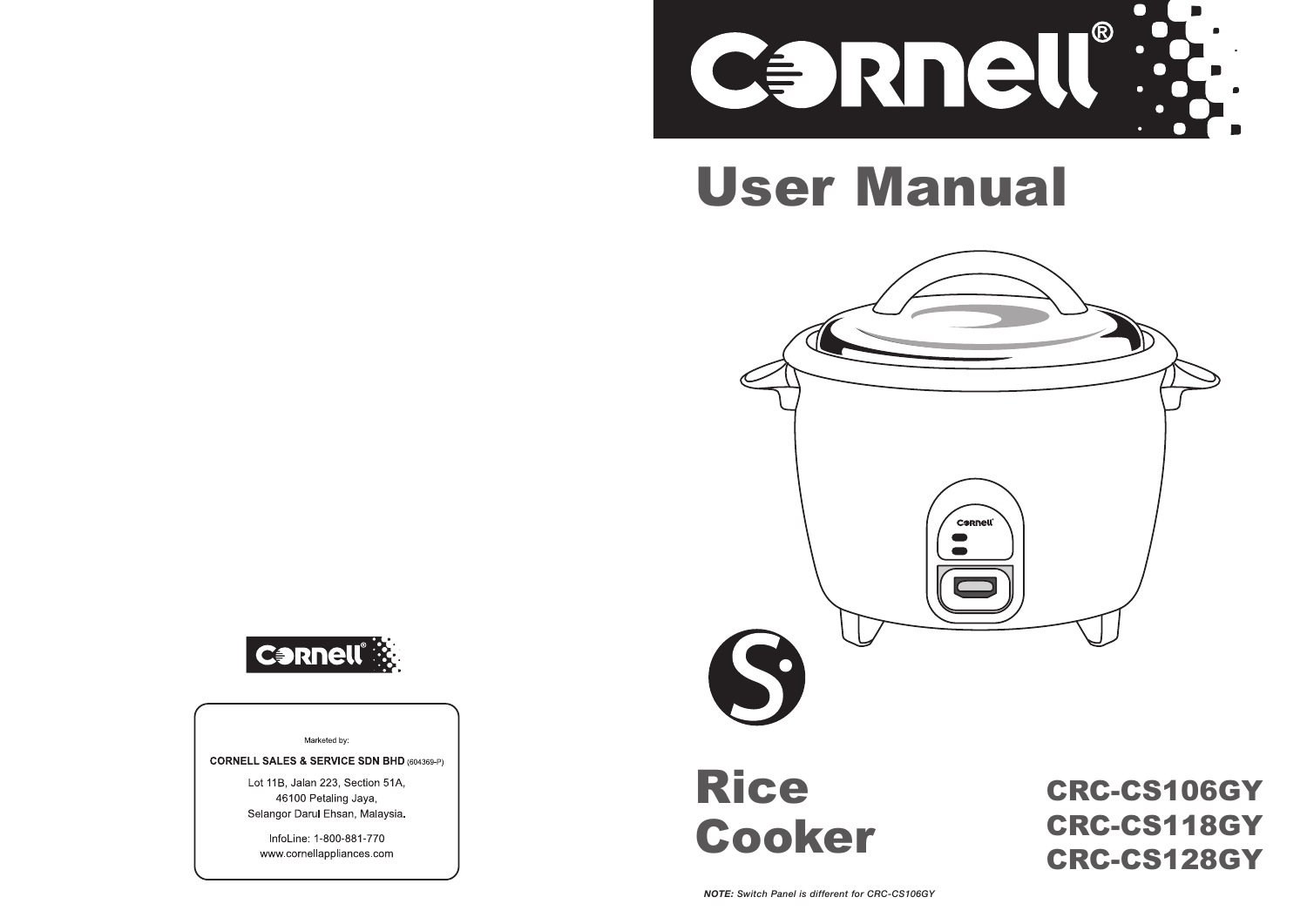Marketed by:

**CORNELL SALES & SERVICE SDN BHD** (604369-P)

Lot 11B, Jalan 223, Section 51A,
46100 Petaling Jaya,
Selangor Darul Ehsan, Malaysia.

InfoLine: 1-800-881-770
www.cornellappliances.com

# User Manual

# Rice Cooker

**CRC-CS106GY**
**CRC-CS118GY**
**CRC-CS128GY**

***NOTE:*** *Switch Panel is different for CRC-CS106GY*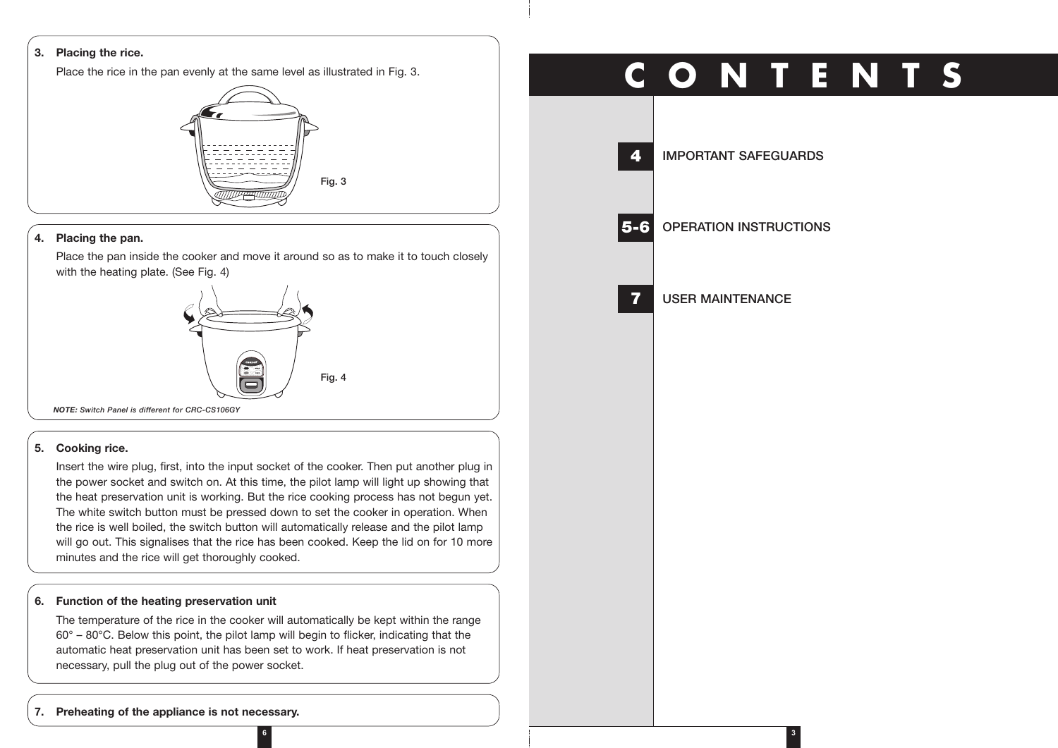**3. Placing the rice.**

Place the rice in the pan evenly at the same level as illustrated in Fig. 3.

Fig. 3

**4. Placing the pan.**

Place the pan inside the cooker and move it around so as to make it to touch closely with the heating plate. (See Fig. 4)

Fig. 4

***NOTE:*** *Switch Panel is different for CRC-CS106GY*

**5. Cooking rice.**

Insert the wire plug, first, into the input socket of the cooker. Then put another plug in the power socket and switch on. At this time, the pilot lamp will light up showing that the heat preservation unit is working. But the rice cooking process has not begun yet. The white switch button must be pressed down to set the cooker in operation. When the rice is well boiled, the switch button will automatically release and the pilot lamp will go out. This signalises that the rice has been cooked. Keep the lid on for 10 more minutes and the rice will get thoroughly cooked.

**6. Function of the heating preservation unit**

The temperature of the rice in the cooker will automatically be kept within the range 60° – 80°C. Below this point, the pilot lamp will begin to flicker, indicating that the automatic heat preservation unit has been set to work. If heat preservation is not necessary, pull the plug out of the power socket.

**7. Preheating of the appliance is not necessary.**

# CONTENTS

| | |
|---|---|
| **4** | IMPORTANT SAFEGUARDS |
| **5-6** | OPERATION INSTRUCTIONS |
| **7** | USER MAINTENANCE |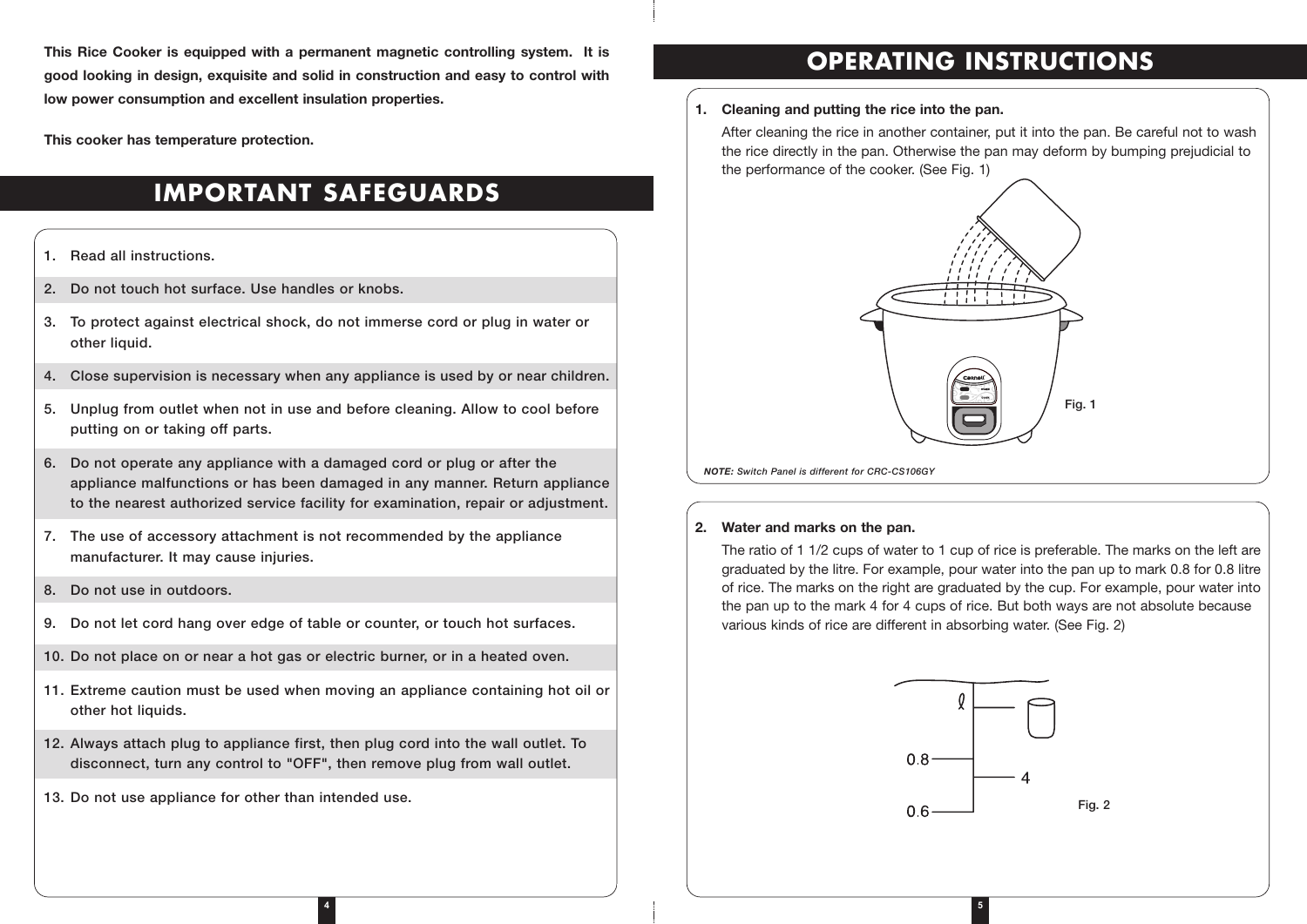**This Rice Cooker is equipped with a permanent magnetic controlling system. It is good looking in design, exquisite and solid in construction and easy to control with low power consumption and excellent insulation properties.**

**This cooker has temperature protection.**

# IMPORTANT SAFEGUARDS

1. Read all instructions.
2. Do not touch hot surface. Use handles or knobs.
3. To protect against electrical shock, do not immerse cord or plug in water or other liquid.
4. Close supervision is necessary when any appliance is used by or near children.
5. Unplug from outlet when not in use and before cleaning. Allow to cool before putting on or taking off parts.
6. Do not operate any appliance with a damaged cord or plug or after the appliance malfunctions or has been damaged in any manner. Return appliance to the nearest authorized service facility for examination, repair or adjustment.
7. The use of accessory attachment is not recommended by the appliance manufacturer. It may cause injuries.
8. Do not use in outdoors.
9. Do not let cord hang over edge of table or counter, or touch hot surfaces.
10. Do not place on or near a hot gas or electric burner, or in a heated oven.
11. Extreme caution must be used when moving an appliance containing hot oil or other hot liquids.
12. Always attach plug to appliance first, then plug cord into the wall outlet. To disconnect, turn any control to "OFF", then remove plug from wall outlet.
13. Do not use appliance for other than intended use.

# OPERATING INSTRUCTIONS

1. **Cleaning and putting the rice into the pan.**

   After cleaning the rice in another container, put it into the pan. Be careful not to wash the rice directly in the pan. Otherwise the pan may deform by bumping prejudicial to the performance of the cooker. (See Fig. 1)

Fig. 1

***NOTE:*** *Switch Panel is different for CRC-CS106GY*

2. **Water and marks on the pan.**

   The ratio of 1 1/2 cups of water to 1 cup of rice is preferable. The marks on the left are graduated by the litre. For example, pour water into the pan up to mark 0.8 for 0.8 litre of rice. The marks on the right are graduated by the cup. For example, pour water into the pan up to the mark 4 for 4 cups of rice. But both ways are not absolute because various kinds of rice are different in absorbing water. (See Fig. 2)

Fig. 2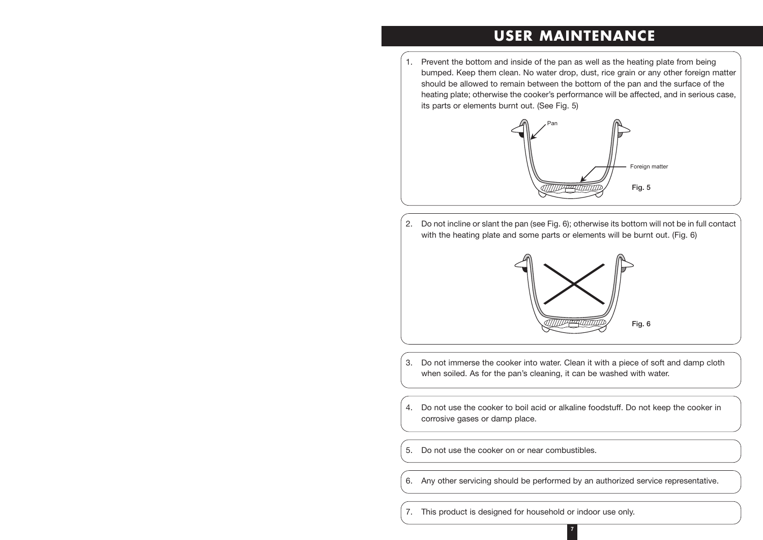# USER MAINTENANCE

1. Prevent the bottom and inside of the pan as well as the heating plate from being bumped. Keep them clean. No water drop, dust, rice grain or any other foreign matter should be allowed to remain between the bottom of the pan and the surface of the heating plate; otherwise the cooker's performance will be affected, and in serious case, its parts or elements burnt out. (See Fig. 5)

Pan

Foreign matter

Fig. 5

2. Do not incline or slant the pan (see Fig. 6); otherwise its bottom will not be in full contact with the heating plate and some parts or elements will be burnt out. (Fig. 6)

Fig. 6

3. Do not immerse the cooker into water. Clean it with a piece of soft and damp cloth when soiled. As for the pan's cleaning, it can be washed with water.

4. Do not use the cooker to boil acid or alkaline foodstuff. Do not keep the cooker in corrosive gases or damp place.

5. Do not use the cooker on or near combustibles.

6. Any other servicing should be performed by an authorized service representative.

7. This product is designed for household or indoor use only.